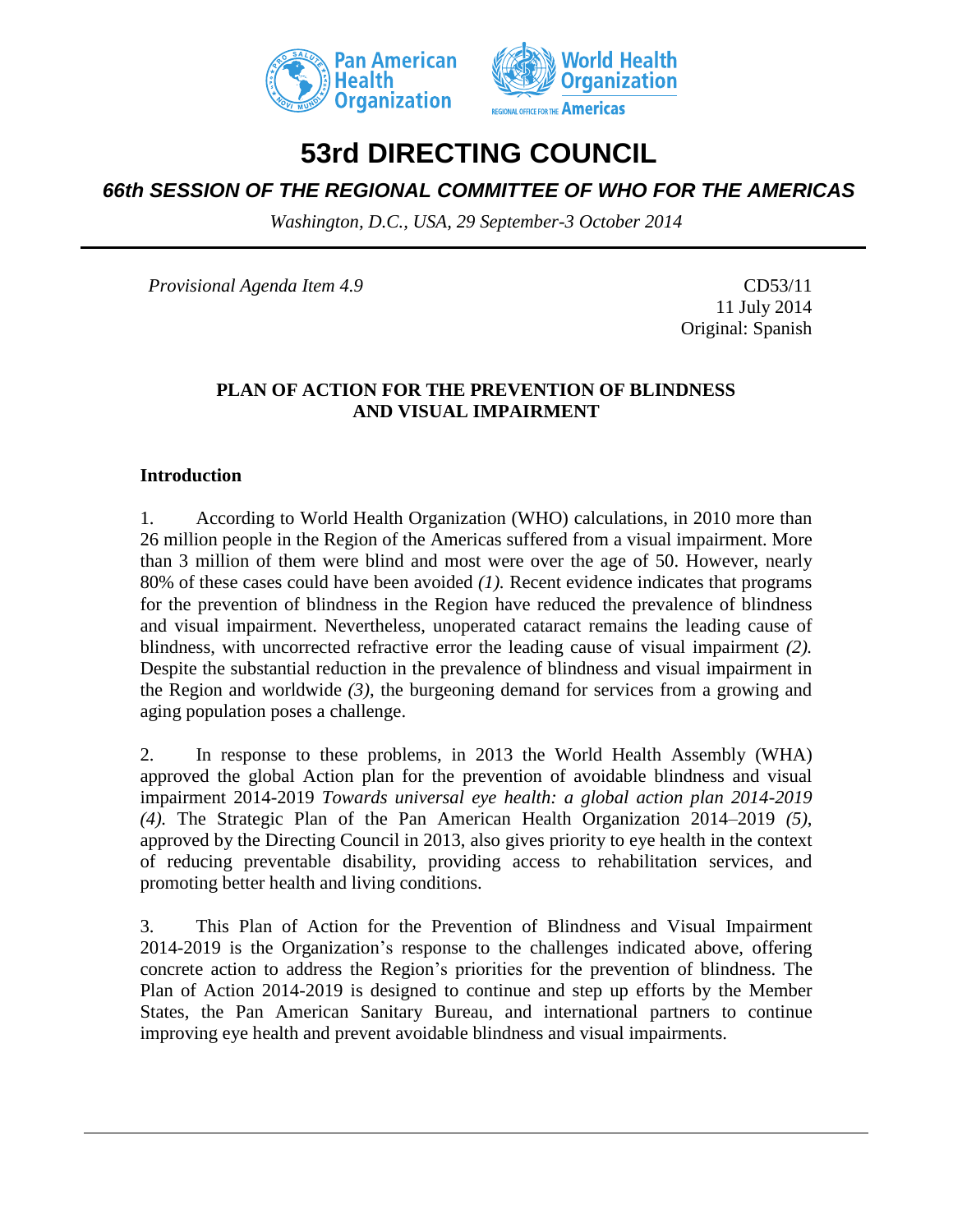# 53rd DIRECTING COUNCIL

## *66th SESSION OF THE REGIONAL COMMITTEE OF WHO FOR THE AMERICAS*

*Washington, D.C., USA, 29 September-3 October 2014*

---

*Provisional Agenda Item 4.9*

CD53/11
11 July 2014
Original: Spanish

**PLAN OF ACTION FOR THE PREVENTION OF BLINDNESS AND VISUAL IMPAIRMENT**

## Introduction

1. According to World Health Organization (WHO) calculations, in 2010 more than 26 million people in the Region of the Americas suffered from a visual impairment. More than 3 million of them were blind and most were over the age of 50. However, nearly 80% of these cases could have been avoided *(1).* Recent evidence indicates that programs for the prevention of blindness in the Region have reduced the prevalence of blindness and visual impairment. Nevertheless, unoperated cataract remains the leading cause of blindness, with uncorrected refractive error the leading cause of visual impairment *(2).* Despite the substantial reduction in the prevalence of blindness and visual impairment in the Region and worldwide *(3)*, the burgeoning demand for services from a growing and aging population poses a challenge.

2. In response to these problems, in 2013 the World Health Assembly (WHA) approved the global Action plan for the prevention of avoidable blindness and visual impairment 2014-2019 *Towards universal eye health: a global action plan 2014-2019 (4).* The Strategic Plan of the Pan American Health Organization 2014–2019 *(5)*, approved by the Directing Council in 2013, also gives priority to eye health in the context of reducing preventable disability, providing access to rehabilitation services, and promoting better health and living conditions.

3. This Plan of Action for the Prevention of Blindness and Visual Impairment 2014-2019 is the Organization's response to the challenges indicated above, offering concrete action to address the Region's priorities for the prevention of blindness. The Plan of Action 2014-2019 is designed to continue and step up efforts by the Member States, the Pan American Sanitary Bureau, and international partners to continue improving eye health and prevent avoidable blindness and visual impairments.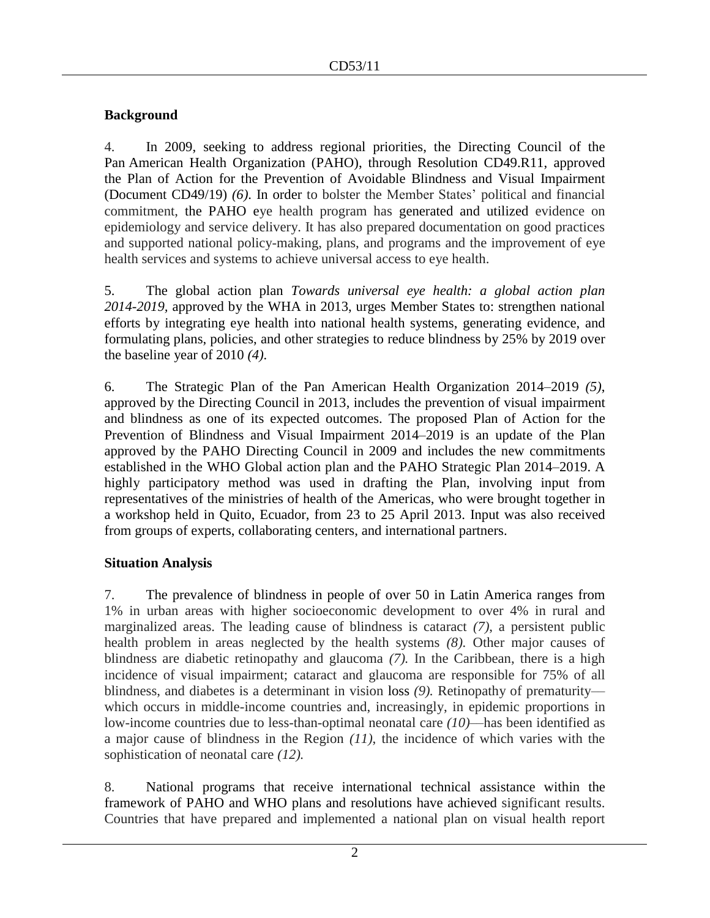## Background

4. In 2009, seeking to address regional priorities, the Directing Council of the Pan American Health Organization (PAHO), through Resolution CD49.R11, approved the Plan of Action for the Prevention of Avoidable Blindness and Visual Impairment (Document CD49/19) *(6)*. In order to bolster the Member States' political and financial commitment, the PAHO eye health program has generated and utilized evidence on epidemiology and service delivery. It has also prepared documentation on good practices and supported national policy-making, plans, and programs and the improvement of eye health services and systems to achieve universal access to eye health.

5. The global action plan *Towards universal eye health: a global action plan 2014-2019*, approved by the WHA in 2013, urges Member States to: strengthen national efforts by integrating eye health into national health systems, generating evidence, and formulating plans, policies, and other strategies to reduce blindness by 25% by 2019 over the baseline year of 2010 *(4)*.

6. The Strategic Plan of the Pan American Health Organization 2014–2019 *(5)*, approved by the Directing Council in 2013, includes the prevention of visual impairment and blindness as one of its expected outcomes. The proposed Plan of Action for the Prevention of Blindness and Visual Impairment 2014–2019 is an update of the Plan approved by the PAHO Directing Council in 2009 and includes the new commitments established in the WHO Global action plan and the PAHO Strategic Plan 2014–2019. A highly participatory method was used in drafting the Plan, involving input from representatives of the ministries of health of the Americas, who were brought together in a workshop held in Quito, Ecuador, from 23 to 25 April 2013. Input was also received from groups of experts, collaborating centers, and international partners.

## Situation Analysis

7. The prevalence of blindness in people of over 50 in Latin America ranges from 1% in urban areas with higher socioeconomic development to over 4% in rural and marginalized areas. The leading cause of blindness is cataract *(7)*, a persistent public health problem in areas neglected by the health systems *(8)*. Other major causes of blindness are diabetic retinopathy and glaucoma *(7).* In the Caribbean, there is a high incidence of visual impairment; cataract and glaucoma are responsible for 75% of all blindness, and diabetes is a determinant in vision loss *(9).* Retinopathy of prematurity—which occurs in middle-income countries and, increasingly, in epidemic proportions in low-income countries due to less-than-optimal neonatal care *(10)*—has been identified as a major cause of blindness in the Region *(11)*, the incidence of which varies with the sophistication of neonatal care *(12).*

8. National programs that receive international technical assistance within the framework of PAHO and WHO plans and resolutions have achieved significant results. Countries that have prepared and implemented a national plan on visual health report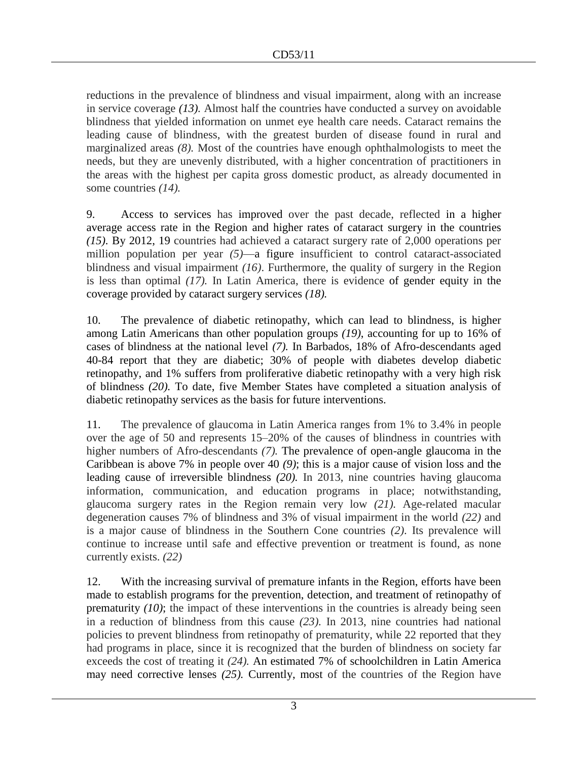reductions in the prevalence of blindness and visual impairment, along with an increase in service coverage *(13).* Almost half the countries have conducted a survey on avoidable blindness that yielded information on unmet eye health care needs. Cataract remains the leading cause of blindness, with the greatest burden of disease found in rural and marginalized areas *(8).* Most of the countries have enough ophthalmologists to meet the needs, but they are unevenly distributed, with a higher concentration of practitioners in the areas with the highest per capita gross domestic product, as already documented in some countries *(14).*

9. Access to services has improved over the past decade, reflected in a higher average access rate in the Region and higher rates of cataract surgery in the countries *(15)*. By 2012, 19 countries had achieved a cataract surgery rate of 2,000 operations per million population per year *(5)*—a figure insufficient to control cataract-associated blindness and visual impairment *(16)*. Furthermore, the quality of surgery in the Region is less than optimal *(17).* In Latin America, there is evidence of gender equity in the coverage provided by cataract surgery services *(18).*

10. The prevalence of diabetic retinopathy, which can lead to blindness, is higher among Latin Americans than other population groups *(19)*, accounting for up to 16% of cases of blindness at the national level *(7).* In Barbados, 18% of Afro-descendants aged 40-84 report that they are diabetic; 30% of people with diabetes develop diabetic retinopathy, and 1% suffers from proliferative diabetic retinopathy with a very high risk of blindness *(20)*. To date, five Member States have completed a situation analysis of diabetic retinopathy services as the basis for future interventions.

11. The prevalence of glaucoma in Latin America ranges from 1% to 3.4% in people over the age of 50 and represents 15–20% of the causes of blindness in countries with higher numbers of Afro-descendants *(7).* The prevalence of open-angle glaucoma in the Caribbean is above 7% in people over 40 *(9)*; this is a major cause of vision loss and the leading cause of irreversible blindness *(20).* In 2013, nine countries having glaucoma information, communication, and education programs in place; notwithstanding, glaucoma surgery rates in the Region remain very low *(21).* Age-related macular degeneration causes 7% of blindness and 3% of visual impairment in the world *(22)* and is a major cause of blindness in the Southern Cone countries *(2)*. Its prevalence will continue to increase until safe and effective prevention or treatment is found, as none currently exists. *(22)*

12. With the increasing survival of premature infants in the Region, efforts have been made to establish programs for the prevention, detection, and treatment of retinopathy of prematurity *(10)*; the impact of these interventions in the countries is already being seen in a reduction of blindness from this cause *(23)*. In 2013, nine countries had national policies to prevent blindness from retinopathy of prematurity, while 22 reported that they had programs in place, since it is recognized that the burden of blindness on society far exceeds the cost of treating it *(24).* An estimated 7% of schoolchildren in Latin America may need corrective lenses *(25).* Currently, most of the countries of the Region have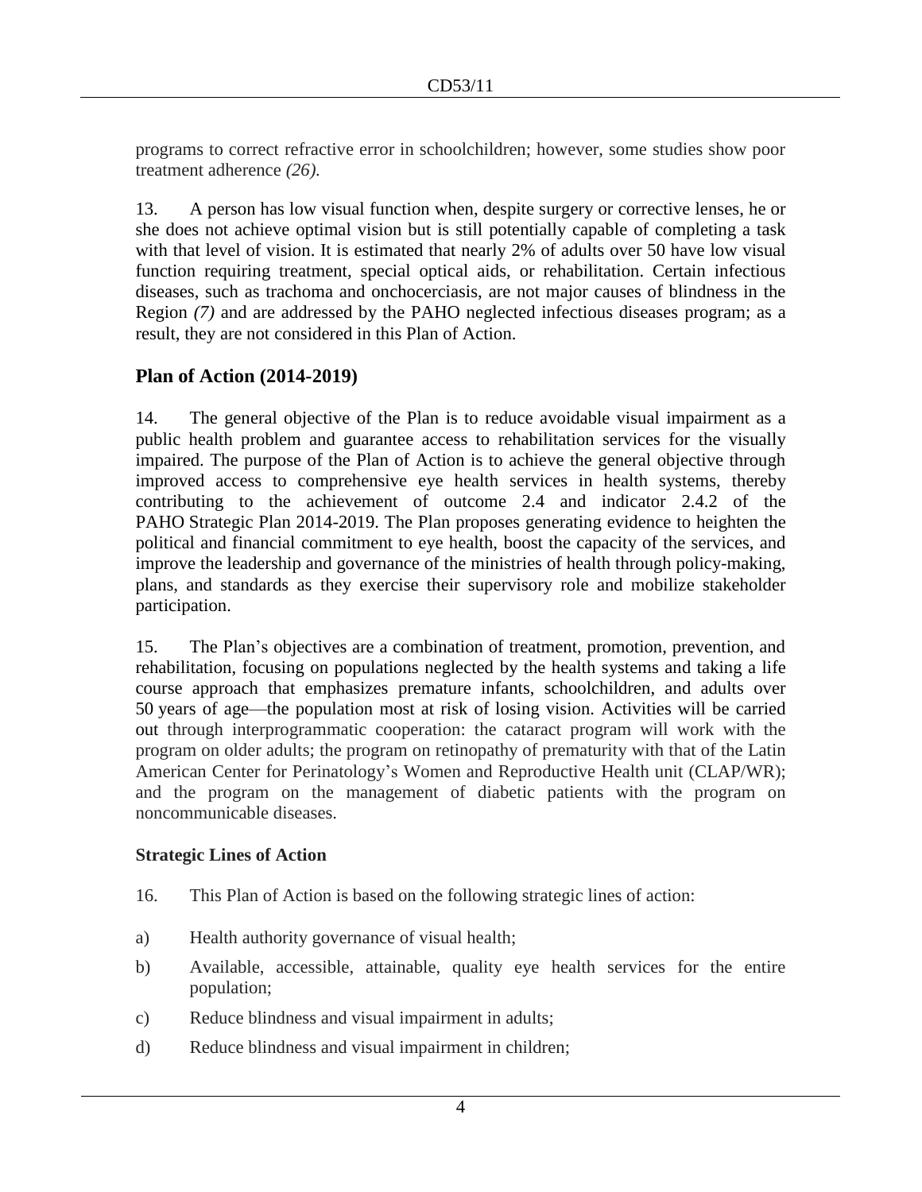programs to correct refractive error in schoolchildren; however, some studies show poor treatment adherence *(26).*

13. A person has low visual function when, despite surgery or corrective lenses, he or she does not achieve optimal vision but is still potentially capable of completing a task with that level of vision. It is estimated that nearly 2% of adults over 50 have low visual function requiring treatment, special optical aids, or rehabilitation. Certain infectious diseases, such as trachoma and onchocerciasis, are not major causes of blindness in the Region *(7)* and are addressed by the PAHO neglected infectious diseases program; as a result, they are not considered in this Plan of Action.

## Plan of Action (2014-2019)

14. The general objective of the Plan is to reduce avoidable visual impairment as a public health problem and guarantee access to rehabilitation services for the visually impaired. The purpose of the Plan of Action is to achieve the general objective through improved access to comprehensive eye health services in health systems, thereby contributing to the achievement of outcome 2.4 and indicator 2.4.2 of the PAHO Strategic Plan 2014-2019. The Plan proposes generating evidence to heighten the political and financial commitment to eye health, boost the capacity of the services, and improve the leadership and governance of the ministries of health through policy-making, plans, and standards as they exercise their supervisory role and mobilize stakeholder participation.

15. The Plan's objectives are a combination of treatment, promotion, prevention, and rehabilitation, focusing on populations neglected by the health systems and taking a life course approach that emphasizes premature infants, schoolchildren, and adults over 50 years of age—the population most at risk of losing vision. Activities will be carried out through interprogrammatic cooperation: the cataract program will work with the program on older adults; the program on retinopathy of prematurity with that of the Latin American Center for Perinatology's Women and Reproductive Health unit (CLAP/WR); and the program on the management of diabetic patients with the program on noncommunicable diseases.

### Strategic Lines of Action

16. This Plan of Action is based on the following strategic lines of action:

a) Health authority governance of visual health;

b) Available, accessible, attainable, quality eye health services for the entire population;

c) Reduce blindness and visual impairment in adults;

d) Reduce blindness and visual impairment in children;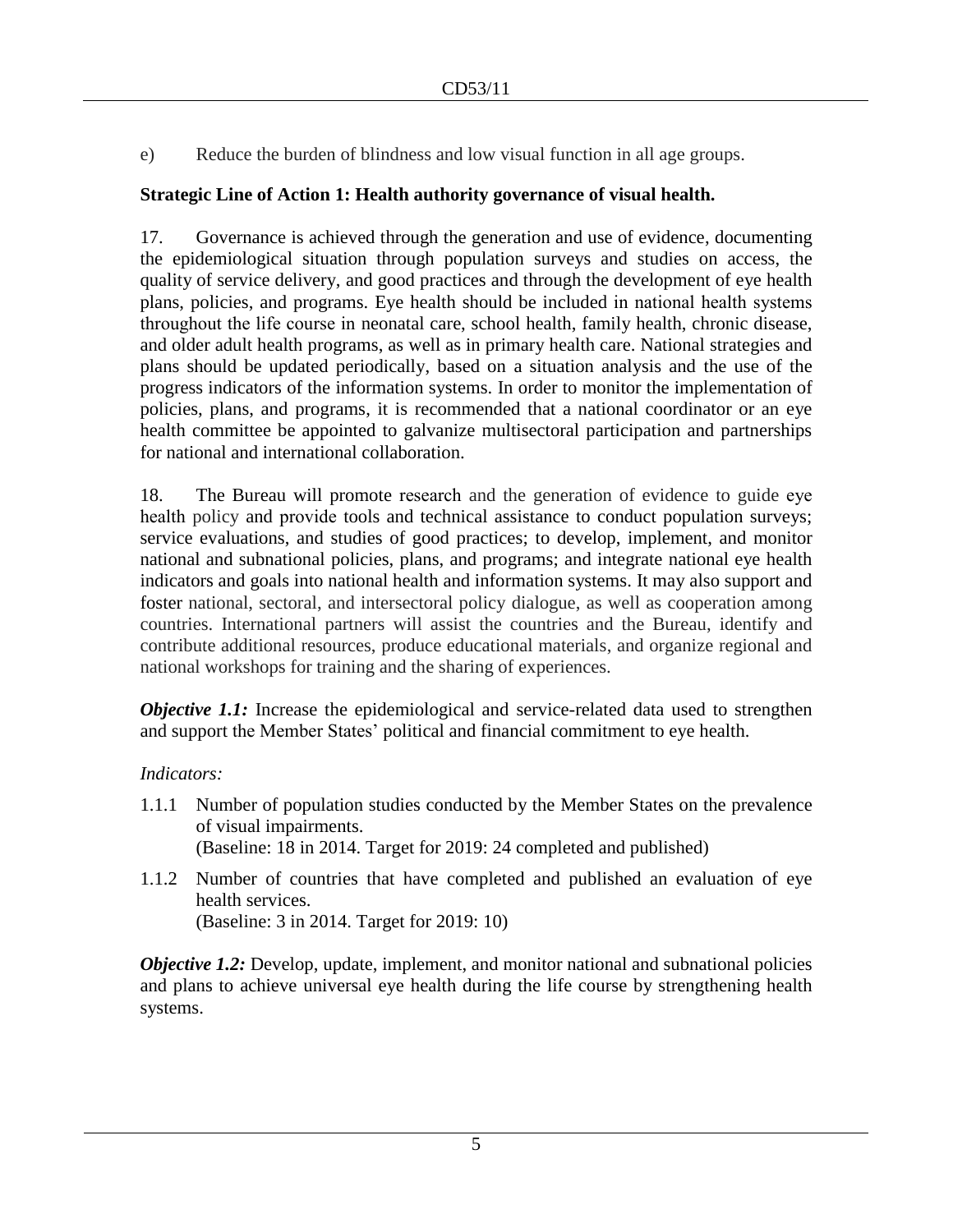e) Reduce the burden of blindness and low visual function in all age groups.

**Strategic Line of Action 1: Health authority governance of visual health.**

17. Governance is achieved through the generation and use of evidence, documenting the epidemiological situation through population surveys and studies on access, the quality of service delivery, and good practices and through the development of eye health plans, policies, and programs. Eye health should be included in national health systems throughout the life course in neonatal care, school health, family health, chronic disease, and older adult health programs, as well as in primary health care. National strategies and plans should be updated periodically, based on a situation analysis and the use of the progress indicators of the information systems. In order to monitor the implementation of policies, plans, and programs, it is recommended that a national coordinator or an eye health committee be appointed to galvanize multisectoral participation and partnerships for national and international collaboration.

18. The Bureau will promote research and the generation of evidence to guide eye health policy and provide tools and technical assistance to conduct population surveys; service evaluations, and studies of good practices; to develop, implement, and monitor national and subnational policies, plans, and programs; and integrate national eye health indicators and goals into national health and information systems. It may also support and foster national, sectoral, and intersectoral policy dialogue, as well as cooperation among countries. International partners will assist the countries and the Bureau, identify and contribute additional resources, produce educational materials, and organize regional and national workshops for training and the sharing of experiences.

***Objective 1.1:*** Increase the epidemiological and service-related data used to strengthen and support the Member States' political and financial commitment to eye health.

*Indicators:*

1.1.1 Number of population studies conducted by the Member States on the prevalence of visual impairments.
(Baseline: 18 in 2014. Target for 2019: 24 completed and published)

1.1.2 Number of countries that have completed and published an evaluation of eye health services.
(Baseline: 3 in 2014. Target for 2019: 10)

***Objective 1.2:*** Develop, update, implement, and monitor national and subnational policies and plans to achieve universal eye health during the life course by strengthening health systems.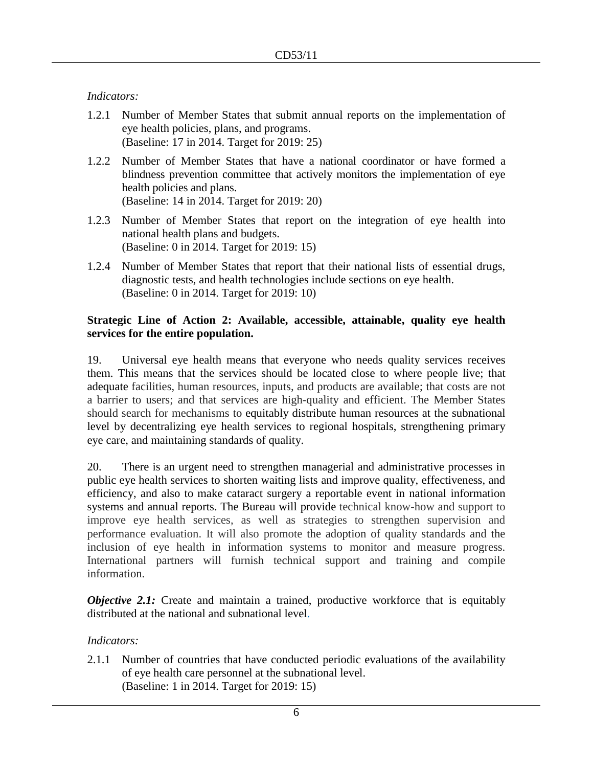*Indicators:*

1.2.1 Number of Member States that submit annual reports on the implementation of eye health policies, plans, and programs.
(Baseline: 17 in 2014. Target for 2019: 25)

1.2.2 Number of Member States that have a national coordinator or have formed a blindness prevention committee that actively monitors the implementation of eye health policies and plans.
(Baseline: 14 in 2014. Target for 2019: 20)

1.2.3 Number of Member States that report on the integration of eye health into national health plans and budgets.
(Baseline: 0 in 2014. Target for 2019: 15)

1.2.4 Number of Member States that report that their national lists of essential drugs, diagnostic tests, and health technologies include sections on eye health.
(Baseline: 0 in 2014. Target for 2019: 10)

**Strategic Line of Action 2: Available, accessible, attainable, quality eye health services for the entire population.**

19. Universal eye health means that everyone who needs quality services receives them. This means that the services should be located close to where people live; that adequate facilities, human resources, inputs, and products are available; that costs are not a barrier to users; and that services are high-quality and efficient. The Member States should search for mechanisms to equitably distribute human resources at the subnational level by decentralizing eye health services to regional hospitals, strengthening primary eye care, and maintaining standards of quality.

20. There is an urgent need to strengthen managerial and administrative processes in public eye health services to shorten waiting lists and improve quality, effectiveness, and efficiency, and also to make cataract surgery a reportable event in national information systems and annual reports. The Bureau will provide technical know-how and support to improve eye health services, as well as strategies to strengthen supervision and performance evaluation. It will also promote the adoption of quality standards and the inclusion of eye health in information systems to monitor and measure progress. International partners will furnish technical support and training and compile information.

***Objective 2.1:*** Create and maintain a trained, productive workforce that is equitably distributed at the national and subnational level.

*Indicators:*

2.1.1 Number of countries that have conducted periodic evaluations of the availability of eye health care personnel at the subnational level.
(Baseline: 1 in 2014. Target for 2019: 15)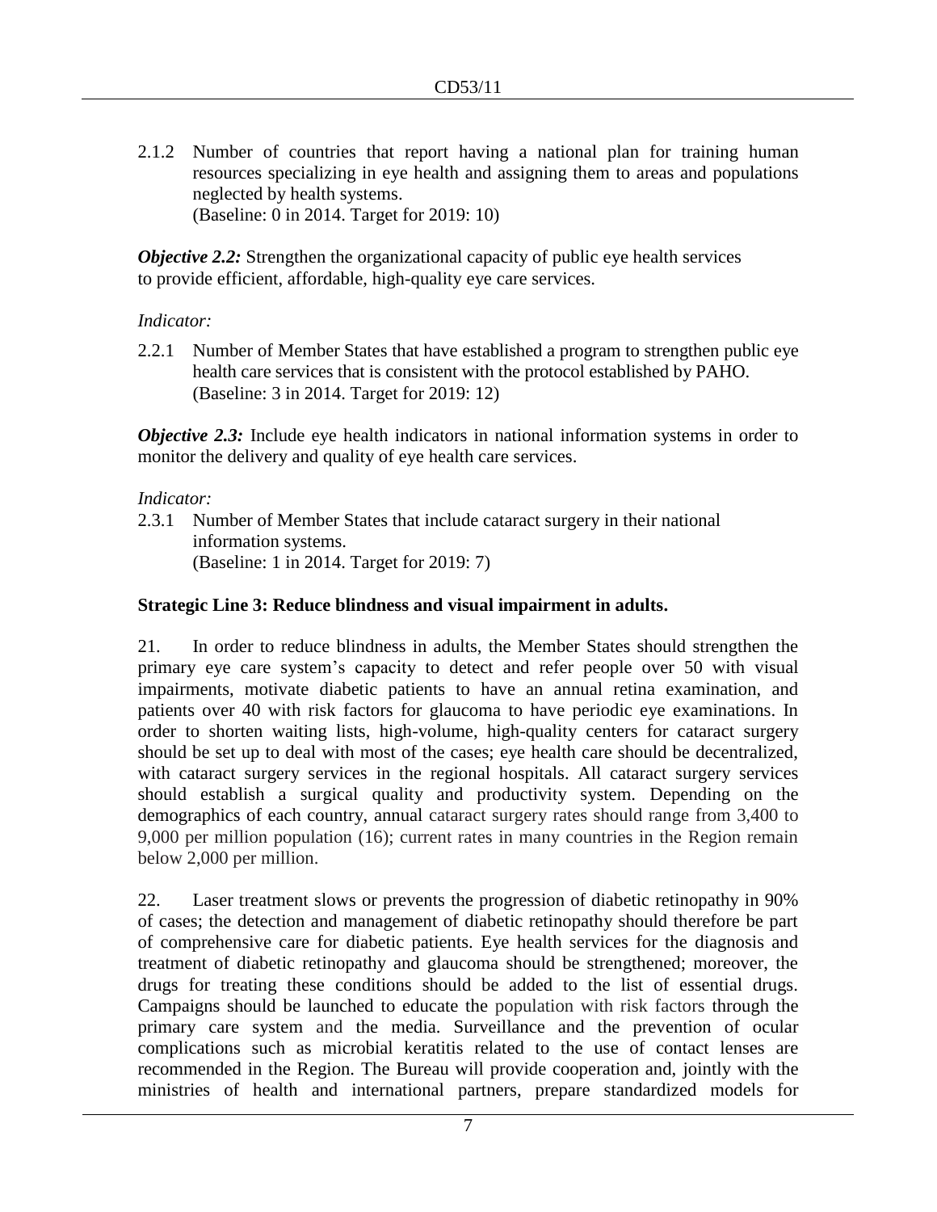2.1.2 Number of countries that report having a national plan for training human resources specializing in eye health and assigning them to areas and populations neglected by health systems.
(Baseline: 0 in 2014. Target for 2019: 10)

***Objective 2.2:*** Strengthen the organizational capacity of public eye health services to provide efficient, affordable, high-quality eye care services.

*Indicator:*

2.2.1 Number of Member States that have established a program to strengthen public eye health care services that is consistent with the protocol established by PAHO.
(Baseline: 3 in 2014. Target for 2019: 12)

***Objective 2.3:*** Include eye health indicators in national information systems in order to monitor the delivery and quality of eye health care services.

*Indicator:*

2.3.1 Number of Member States that include cataract surgery in their national information systems.
(Baseline: 1 in 2014. Target for 2019: 7)

**Strategic Line 3: Reduce blindness and visual impairment in adults.**

21. In order to reduce blindness in adults, the Member States should strengthen the primary eye care system's capacity to detect and refer people over 50 with visual impairments, motivate diabetic patients to have an annual retina examination, and patients over 40 with risk factors for glaucoma to have periodic eye examinations. In order to shorten waiting lists, high-volume, high-quality centers for cataract surgery should be set up to deal with most of the cases; eye health care should be decentralized, with cataract surgery services in the regional hospitals. All cataract surgery services should establish a surgical quality and productivity system. Depending on the demographics of each country, annual cataract surgery rates should range from 3,400 to 9,000 per million population (16); current rates in many countries in the Region remain below 2,000 per million.

22. Laser treatment slows or prevents the progression of diabetic retinopathy in 90% of cases; the detection and management of diabetic retinopathy should therefore be part of comprehensive care for diabetic patients. Eye health services for the diagnosis and treatment of diabetic retinopathy and glaucoma should be strengthened; moreover, the drugs for treating these conditions should be added to the list of essential drugs. Campaigns should be launched to educate the population with risk factors through the primary care system and the media. Surveillance and the prevention of ocular complications such as microbial keratitis related to the use of contact lenses are recommended in the Region. The Bureau will provide cooperation and, jointly with the ministries of health and international partners, prepare standardized models for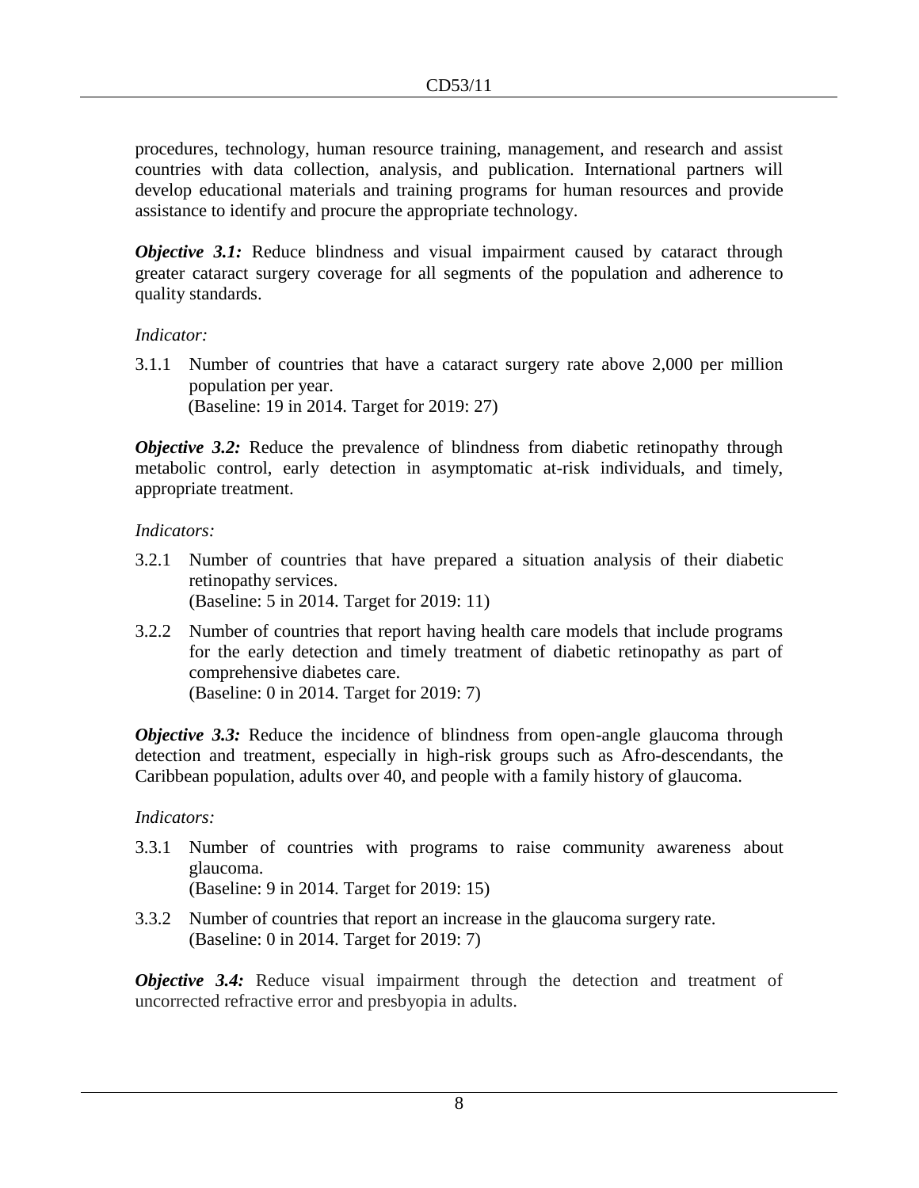procedures, technology, human resource training, management, and research and assist countries with data collection, analysis, and publication. International partners will develop educational materials and training programs for human resources and provide assistance to identify and procure the appropriate technology.

***Objective 3.1:*** Reduce blindness and visual impairment caused by cataract through greater cataract surgery coverage for all segments of the population and adherence to quality standards.

*Indicator:*

3.1.1 Number of countries that have a cataract surgery rate above 2,000 per million population per year.
(Baseline: 19 in 2014. Target for 2019: 27)

***Objective 3.2:*** Reduce the prevalence of blindness from diabetic retinopathy through metabolic control, early detection in asymptomatic at-risk individuals, and timely, appropriate treatment.

*Indicators:*

3.2.1 Number of countries that have prepared a situation analysis of their diabetic retinopathy services.
(Baseline: 5 in 2014. Target for 2019: 11)

3.2.2 Number of countries that report having health care models that include programs for the early detection and timely treatment of diabetic retinopathy as part of comprehensive diabetes care.
(Baseline: 0 in 2014. Target for 2019: 7)

***Objective 3.3:*** Reduce the incidence of blindness from open-angle glaucoma through detection and treatment, especially in high-risk groups such as Afro-descendants, the Caribbean population, adults over 40, and people with a family history of glaucoma.

*Indicators:*

3.3.1 Number of countries with programs to raise community awareness about glaucoma.
(Baseline: 9 in 2014. Target for 2019: 15)

3.3.2 Number of countries that report an increase in the glaucoma surgery rate.
(Baseline: 0 in 2014. Target for 2019: 7)

***Objective 3.4:*** Reduce visual impairment through the detection and treatment of uncorrected refractive error and presbyopia in adults.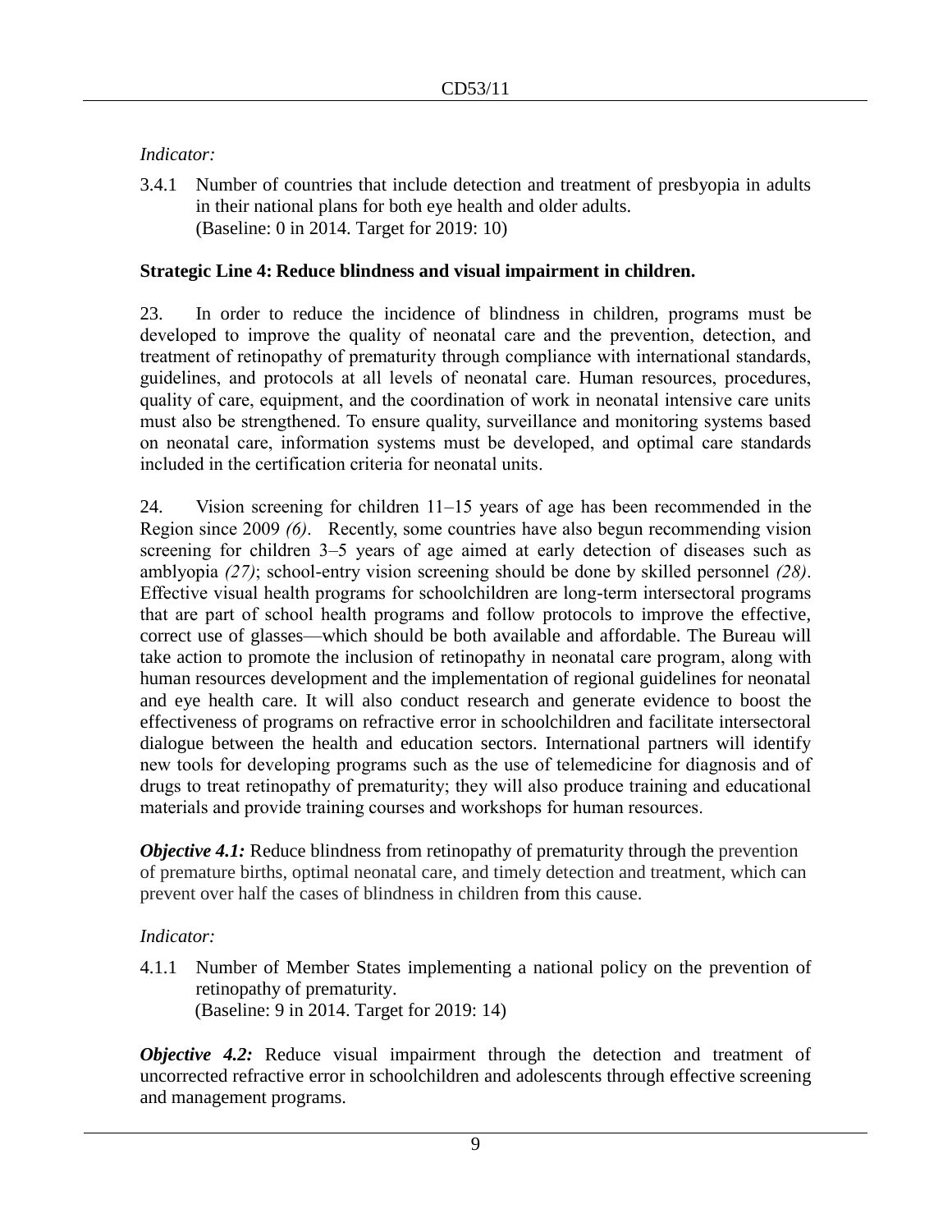*Indicator:*

3.4.1 Number of countries that include detection and treatment of presbyopia in adults in their national plans for both eye health and older adults.
(Baseline: 0 in 2014. Target for 2019: 10)

**Strategic Line 4: Reduce blindness and visual impairment in children.**

23. In order to reduce the incidence of blindness in children, programs must be developed to improve the quality of neonatal care and the prevention, detection, and treatment of retinopathy of prematurity through compliance with international standards, guidelines, and protocols at all levels of neonatal care. Human resources, procedures, quality of care, equipment, and the coordination of work in neonatal intensive care units must also be strengthened. To ensure quality, surveillance and monitoring systems based on neonatal care, information systems must be developed, and optimal care standards included in the certification criteria for neonatal units.

24. Vision screening for children 11–15 years of age has been recommended in the Region since 2009 *(6)*. Recently, some countries have also begun recommending vision screening for children 3–5 years of age aimed at early detection of diseases such as amblyopia *(27)*; school-entry vision screening should be done by skilled personnel *(28)*. Effective visual health programs for schoolchildren are long-term intersectoral programs that are part of school health programs and follow protocols to improve the effective, correct use of glasses—which should be both available and affordable. The Bureau will take action to promote the inclusion of retinopathy in neonatal care program, along with human resources development and the implementation of regional guidelines for neonatal and eye health care. It will also conduct research and generate evidence to boost the effectiveness of programs on refractive error in schoolchildren and facilitate intersectoral dialogue between the health and education sectors. International partners will identify new tools for developing programs such as the use of telemedicine for diagnosis and of drugs to treat retinopathy of prematurity; they will also produce training and educational materials and provide training courses and workshops for human resources.

***Objective 4.1:*** Reduce blindness from retinopathy of prematurity through the prevention of premature births, optimal neonatal care, and timely detection and treatment, which can prevent over half the cases of blindness in children from this cause.

*Indicator:*

4.1.1 Number of Member States implementing a national policy on the prevention of retinopathy of prematurity.
(Baseline: 9 in 2014. Target for 2019: 14)

***Objective 4.2:*** Reduce visual impairment through the detection and treatment of uncorrected refractive error in schoolchildren and adolescents through effective screening and management programs.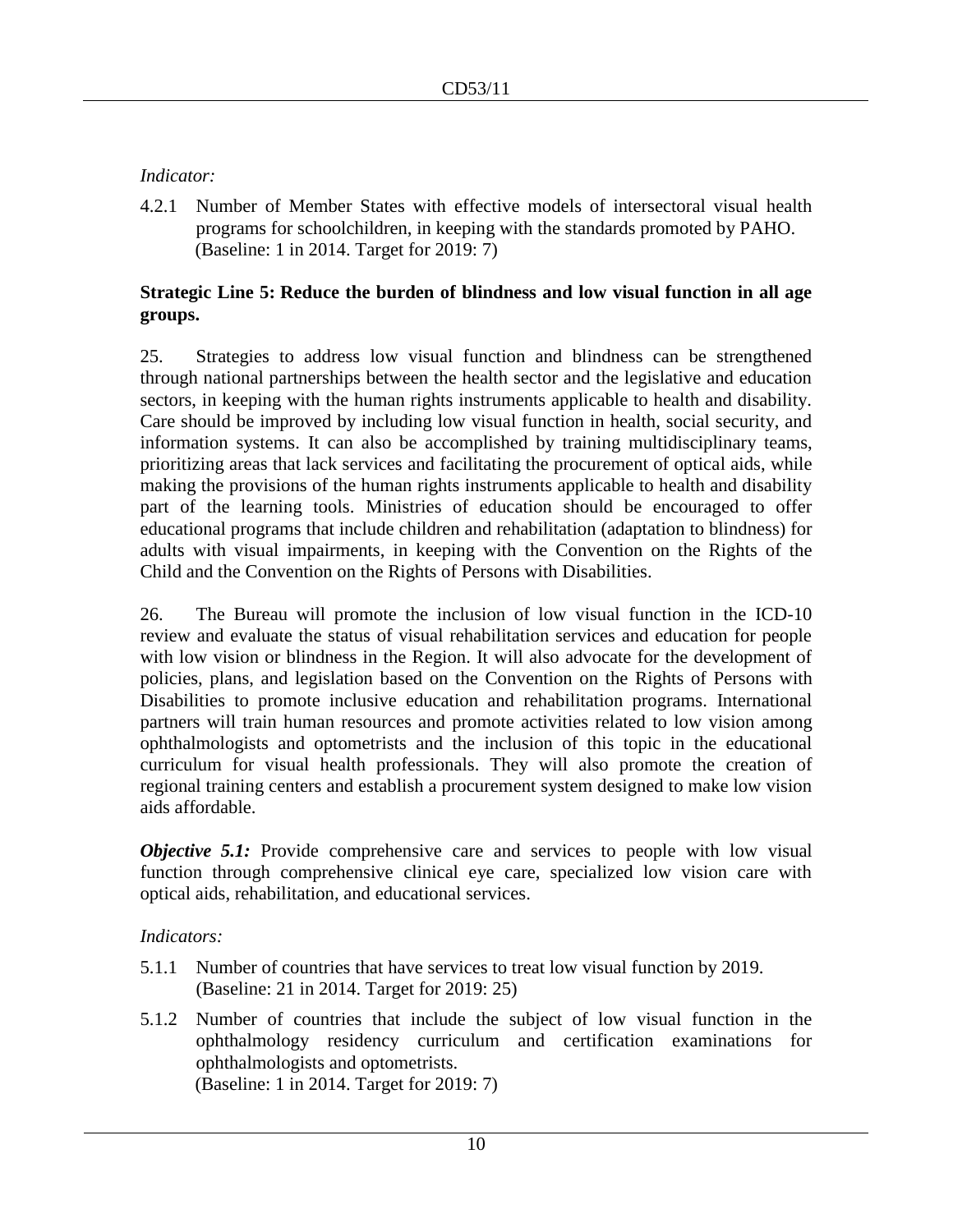*Indicator:*

4.2.1 Number of Member States with effective models of intersectoral visual health programs for schoolchildren, in keeping with the standards promoted by PAHO. (Baseline: 1 in 2014. Target for 2019: 7)

**Strategic Line 5: Reduce the burden of blindness and low visual function in all age groups.**

25. Strategies to address low visual function and blindness can be strengthened through national partnerships between the health sector and the legislative and education sectors, in keeping with the human rights instruments applicable to health and disability. Care should be improved by including low visual function in health, social security, and information systems. It can also be accomplished by training multidisciplinary teams, prioritizing areas that lack services and facilitating the procurement of optical aids, while making the provisions of the human rights instruments applicable to health and disability part of the learning tools. Ministries of education should be encouraged to offer educational programs that include children and rehabilitation (adaptation to blindness) for adults with visual impairments, in keeping with the Convention on the Rights of the Child and the Convention on the Rights of Persons with Disabilities.

26. The Bureau will promote the inclusion of low visual function in the ICD-10 review and evaluate the status of visual rehabilitation services and education for people with low vision or blindness in the Region. It will also advocate for the development of policies, plans, and legislation based on the Convention on the Rights of Persons with Disabilities to promote inclusive education and rehabilitation programs. International partners will train human resources and promote activities related to low vision among ophthalmologists and optometrists and the inclusion of this topic in the educational curriculum for visual health professionals. They will also promote the creation of regional training centers and establish a procurement system designed to make low vision aids affordable.

***Objective 5.1:*** Provide comprehensive care and services to people with low visual function through comprehensive clinical eye care, specialized low vision care with optical aids, rehabilitation, and educational services.

*Indicators:*

5.1.1 Number of countries that have services to treat low visual function by 2019. (Baseline: 21 in 2014. Target for 2019: 25)

5.1.2 Number of countries that include the subject of low visual function in the ophthalmology residency curriculum and certification examinations for ophthalmologists and optometrists. (Baseline: 1 in 2014. Target for 2019: 7)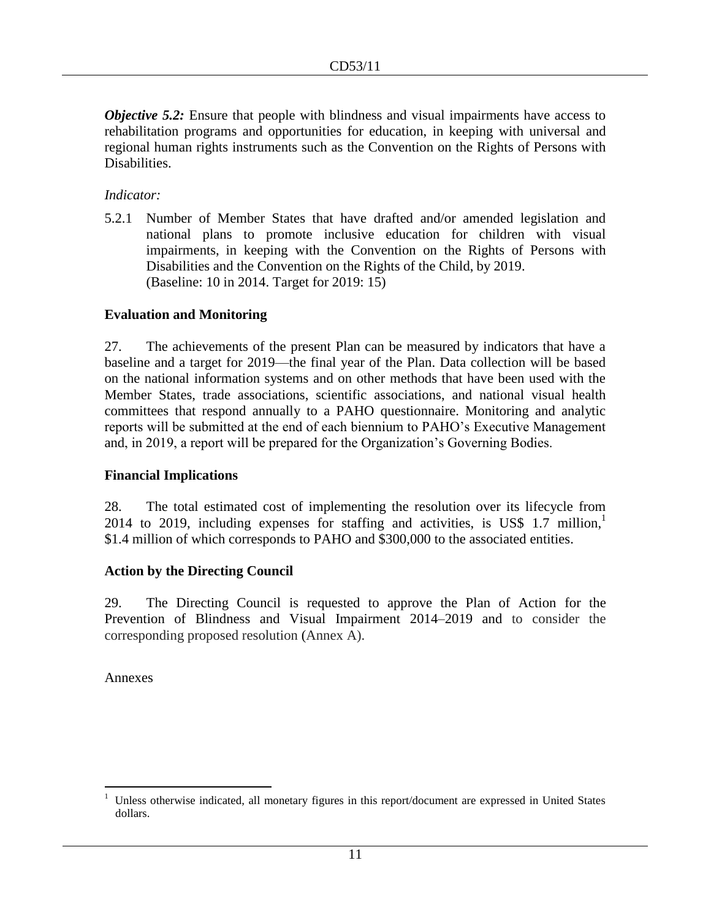***Objective 5.2:*** Ensure that people with blindness and visual impairments have access to rehabilitation programs and opportunities for education, in keeping with universal and regional human rights instruments such as the Convention on the Rights of Persons with Disabilities.

*Indicator:*

5.2.1 Number of Member States that have drafted and/or amended legislation and national plans to promote inclusive education for children with visual impairments, in keeping with the Convention on the Rights of Persons with Disabilities and the Convention on the Rights of the Child, by 2019.
(Baseline: 10 in 2014. Target for 2019: 15)

## Evaluation and Monitoring

27. The achievements of the present Plan can be measured by indicators that have a baseline and a target for 2019—the final year of the Plan. Data collection will be based on the national information systems and on other methods that have been used with the Member States, trade associations, scientific associations, and national visual health committees that respond annually to a PAHO questionnaire. Monitoring and analytic reports will be submitted at the end of each biennium to PAHO's Executive Management and, in 2019, a report will be prepared for the Organization's Governing Bodies.

## Financial Implications

28. The total estimated cost of implementing the resolution over its lifecycle from 2014 to 2019, including expenses for staffing and activities, is US$ 1.7 million,[1] $1.4 million of which corresponds to PAHO and $300,000 to the associated entities.

## Action by the Directing Council

29. The Directing Council is requested to approve the Plan of Action for the Prevention of Blindness and Visual Impairment 2014–2019 and to consider the corresponding proposed resolution (Annex A).

Annexes

---

[1] Unless otherwise indicated, all monetary figures in this report/document are expressed in United States dollars.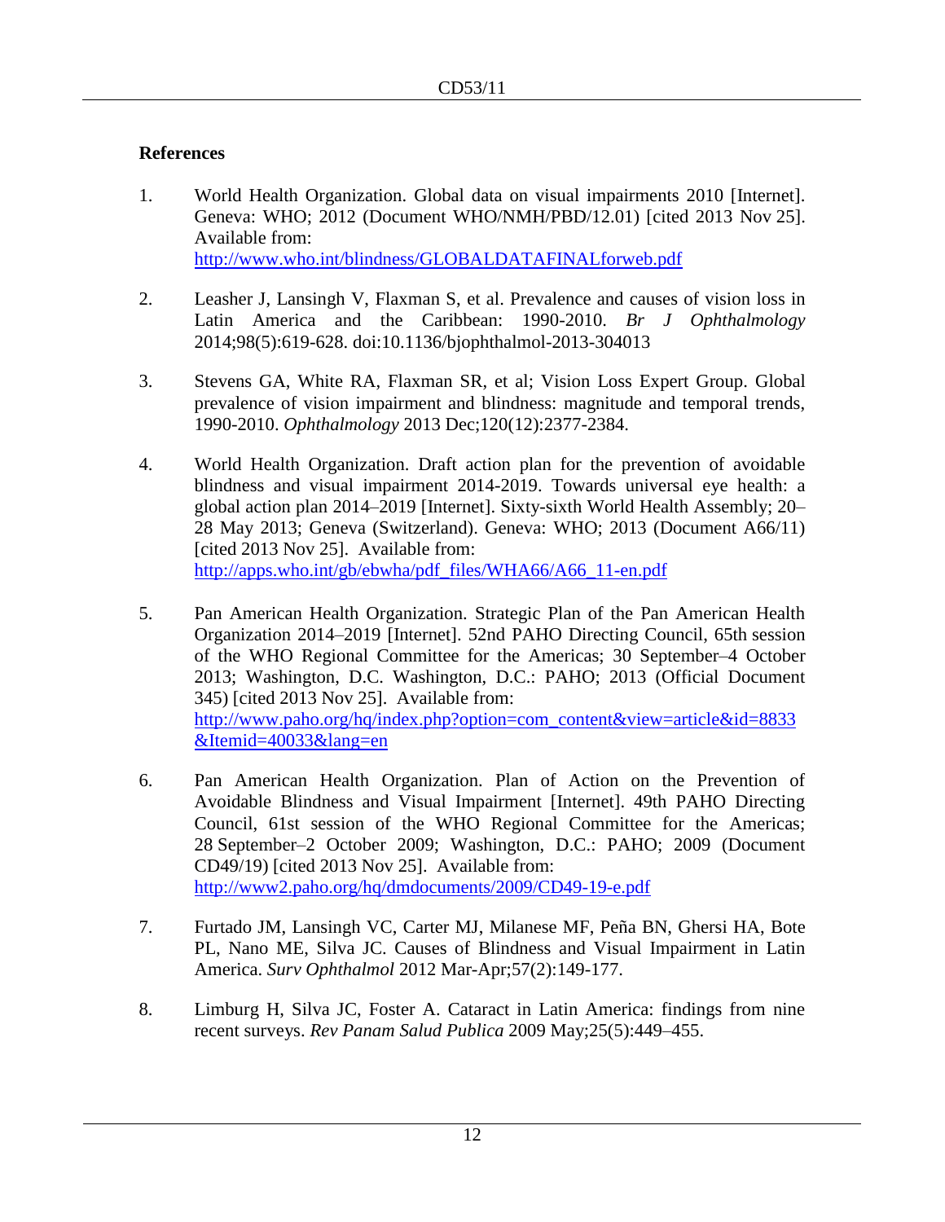## References

1. World Health Organization. Global data on visual impairments 2010 [Internet]. Geneva: WHO; 2012 (Document WHO/NMH/PBD/12.01) [cited 2013 Nov 25]. Available from: http://www.who.int/blindness/GLOBALDATAFINALforweb.pdf

2. Leasher J, Lansingh V, Flaxman S, et al. Prevalence and causes of vision loss in Latin America and the Caribbean: 1990-2010. *Br J Ophthalmology* 2014;98(5):619-628. doi:10.1136/bjophthalmol-2013-304013

3. Stevens GA, White RA, Flaxman SR, et al; Vision Loss Expert Group. Global prevalence of vision impairment and blindness: magnitude and temporal trends, 1990-2010. *Ophthalmology* 2013 Dec;120(12):2377-2384.

4. World Health Organization. Draft action plan for the prevention of avoidable blindness and visual impairment 2014-2019. Towards universal eye health: a global action plan 2014–2019 [Internet]. Sixty-sixth World Health Assembly; 20–28 May 2013; Geneva (Switzerland). Geneva: WHO; 2013 (Document A66/11) [cited 2013 Nov 25]. Available from: http://apps.who.int/gb/ebwha/pdf_files/WHA66/A66_11-en.pdf

5. Pan American Health Organization. Strategic Plan of the Pan American Health Organization 2014–2019 [Internet]. 52nd PAHO Directing Council, 65th session of the WHO Regional Committee for the Americas; 30 September–4 October 2013; Washington, D.C. Washington, D.C.: PAHO; 2013 (Official Document 345) [cited 2013 Nov 25]. Available from: http://www.paho.org/hq/index.php?option=com_content&view=article&id=8833&Itemid=40033&lang=en

6. Pan American Health Organization. Plan of Action on the Prevention of Avoidable Blindness and Visual Impairment [Internet]. 49th PAHO Directing Council, 61st session of the WHO Regional Committee for the Americas; 28 September–2 October 2009; Washington, D.C.: PAHO; 2009 (Document CD49/19) [cited 2013 Nov 25]. Available from: http://www2.paho.org/hq/dmdocuments/2009/CD49-19-e.pdf

7. Furtado JM, Lansingh VC, Carter MJ, Milanese MF, Peña BN, Ghersi HA, Bote PL, Nano ME, Silva JC. Causes of Blindness and Visual Impairment in Latin America. *Surv Ophthalmol* 2012 Mar-Apr;57(2):149-177.

8. Limburg H, Silva JC, Foster A. Cataract in Latin America: findings from nine recent surveys. *Rev Panam Salud Publica* 2009 May;25(5):449–455.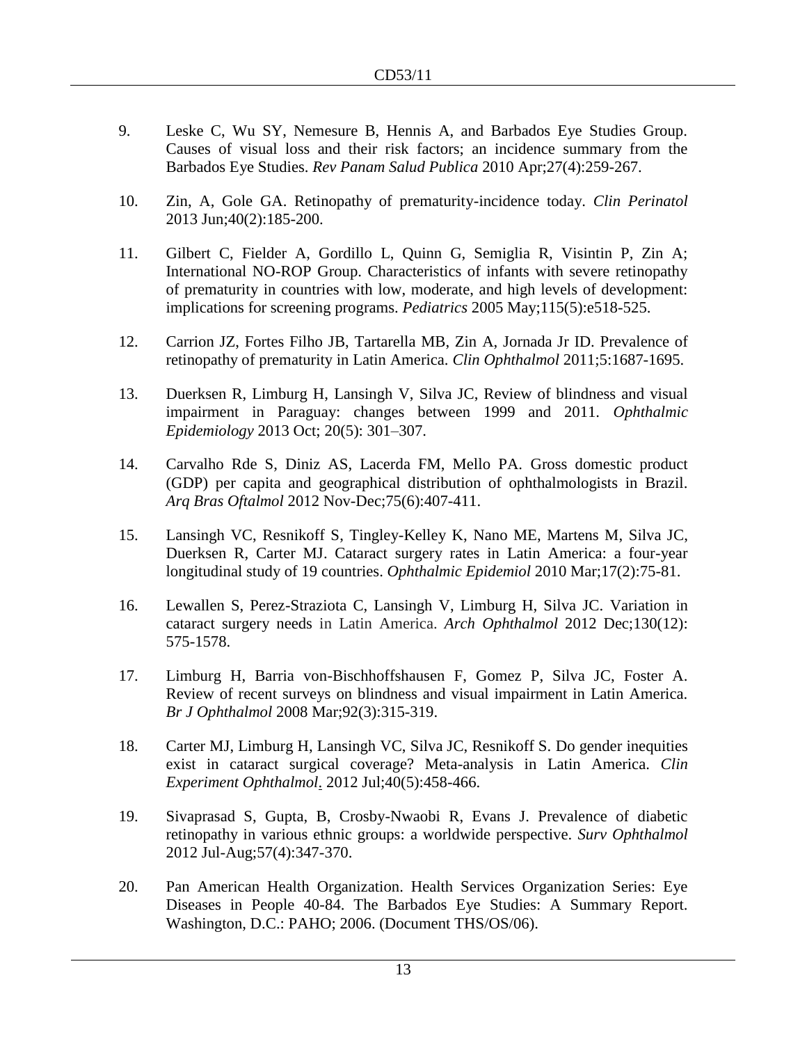9. Leske C, Wu SY, Nemesure B, Hennis A, and Barbados Eye Studies Group. Causes of visual loss and their risk factors; an incidence summary from the Barbados Eye Studies. *Rev Panam Salud Publica* 2010 Apr;27(4):259-267.

10. Zin, A, Gole GA. Retinopathy of prematurity-incidence today. *Clin Perinatol* 2013 Jun;40(2):185-200.

11. Gilbert C, Fielder A, Gordillo L, Quinn G, Semiglia R, Visintin P, Zin A; International NO-ROP Group. Characteristics of infants with severe retinopathy of prematurity in countries with low, moderate, and high levels of development: implications for screening programs. *Pediatrics* 2005 May;115(5):e518-525.

12. Carrion JZ, Fortes Filho JB, Tartarella MB, Zin A, Jornada Jr ID. Prevalence of retinopathy of prematurity in Latin America. *Clin Ophthalmol* 2011;5:1687-1695.

13. Duerksen R, Limburg H, Lansingh V, Silva JC, Review of blindness and visual impairment in Paraguay: changes between 1999 and 2011. *Ophthalmic Epidemiology* 2013 Oct; 20(5): 301–307.

14. Carvalho Rde S, Diniz AS, Lacerda FM, Mello PA. Gross domestic product (GDP) per capita and geographical distribution of ophthalmologists in Brazil. *Arq Bras Oftalmol* 2012 Nov-Dec;75(6):407-411.

15. Lansingh VC, Resnikoff S, Tingley-Kelley K, Nano ME, Martens M, Silva JC, Duerksen R, Carter MJ. Cataract surgery rates in Latin America: a four-year longitudinal study of 19 countries. *Ophthalmic Epidemiol* 2010 Mar;17(2):75-81.

16. Lewallen S, Perez-Straziota C, Lansingh V, Limburg H, Silva JC. Variation in cataract surgery needs in Latin America. *Arch Ophthalmol* 2012 Dec;130(12): 575-1578.

17. Limburg H, Barria von-Bischhoffshausen F, Gomez P, Silva JC, Foster A. Review of recent surveys on blindness and visual impairment in Latin America. *Br J Ophthalmol* 2008 Mar;92(3):315-319.

18. Carter MJ, Limburg H, Lansingh VC, Silva JC, Resnikoff S. Do gender inequities exist in cataract surgical coverage? Meta-analysis in Latin America. *Clin Experiment Ophthalmol*. 2012 Jul;40(5):458-466.

19. Sivaprasad S, Gupta, B, Crosby-Nwaobi R, Evans J. Prevalence of diabetic retinopathy in various ethnic groups: a worldwide perspective. *Surv Ophthalmol* 2012 Jul-Aug;57(4):347-370.

20. Pan American Health Organization. Health Services Organization Series: Eye Diseases in People 40-84. The Barbados Eye Studies: A Summary Report. Washington, D.C.: PAHO; 2006. (Document THS/OS/06).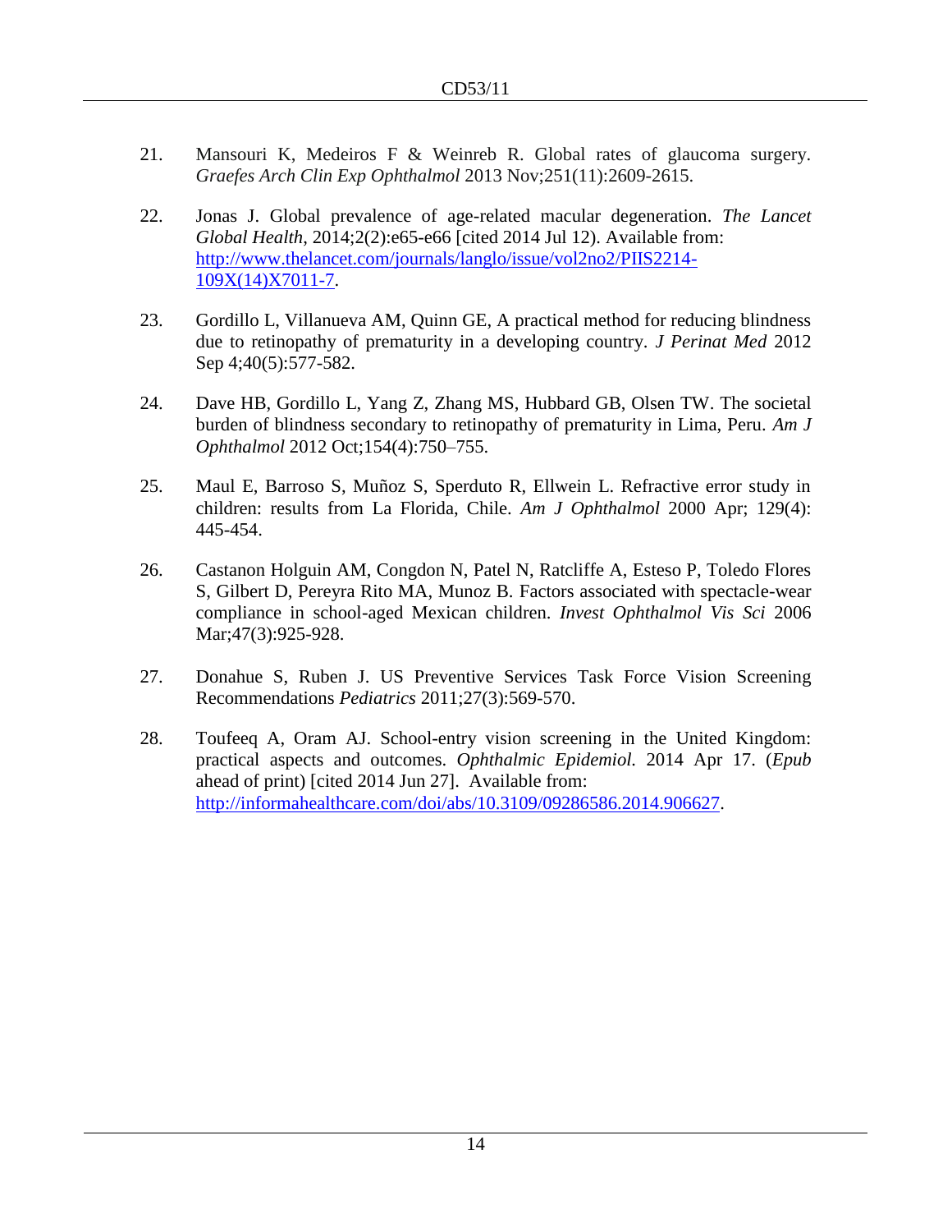21. Mansouri K, Medeiros F & Weinreb R. Global rates of glaucoma surgery. *Graefes Arch Clin Exp Ophthalmol* 2013 Nov;251(11):2609-2615.

22. Jonas J. Global prevalence of age-related macular degeneration. *The Lancet Global Health*, 2014;2(2):e65-e66 [cited 2014 Jul 12). Available from: http://www.thelancet.com/journals/langlo/issue/vol2no2/PIIS2214-109X(14)X7011-7.

23. Gordillo L, Villanueva AM, Quinn GE, A practical method for reducing blindness due to retinopathy of prematurity in a developing country. *J Perinat Med* 2012 Sep 4;40(5):577-582.

24. Dave HB, Gordillo L, Yang Z, Zhang MS, Hubbard GB, Olsen TW. The societal burden of blindness secondary to retinopathy of prematurity in Lima, Peru. *Am J Ophthalmol* 2012 Oct;154(4):750–755.

25. Maul E, Barroso S, Muñoz S, Sperduto R, Ellwein L. Refractive error study in children: results from La Florida, Chile. *Am J Ophthalmol* 2000 Apr; 129(4): 445-454.

26. Castanon Holguin AM, Congdon N, Patel N, Ratcliffe A, Esteso P, Toledo Flores S, Gilbert D, Pereyra Rito MA, Munoz B. Factors associated with spectacle-wear compliance in school-aged Mexican children. *Invest Ophthalmol Vis Sci* 2006 Mar;47(3):925-928.

27. Donahue S, Ruben J. US Preventive Services Task Force Vision Screening Recommendations *Pediatrics* 2011;27(3):569-570.

28. Toufeeq A, Oram AJ. School-entry vision screening in the United Kingdom: practical aspects and outcomes. *Ophthalmic Epidemiol.* 2014 Apr 17. (*Epub* ahead of print) [cited 2014 Jun 27]. Available from: http://informahealthcare.com/doi/abs/10.3109/09286586.2014.906627.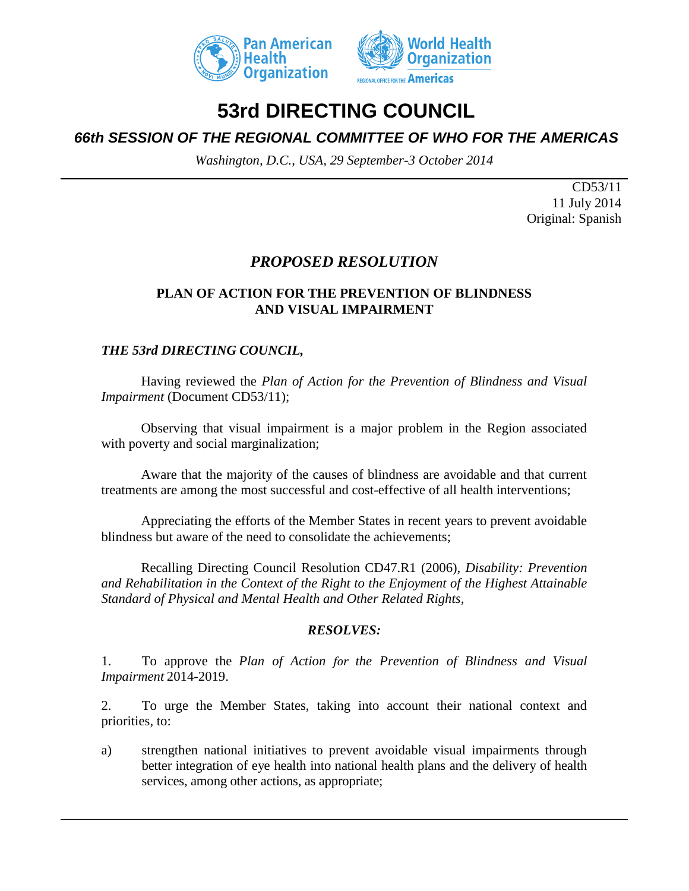# 53rd DIRECTING COUNCIL

## *66th SESSION OF THE REGIONAL COMMITTEE OF WHO FOR THE AMERICAS*

*Washington, D.C., USA, 29 September-3 October 2014*

CD53/11
11 July 2014
Original: Spanish

## *PROPOSED RESOLUTION*

### PLAN OF ACTION FOR THE PREVENTION OF BLINDNESS AND VISUAL IMPAIRMENT

***THE 53rd DIRECTING COUNCIL,***

Having reviewed the *Plan of Action for the Prevention of Blindness and Visual Impairment* (Document CD53/11);

Observing that visual impairment is a major problem in the Region associated with poverty and social marginalization;

Aware that the majority of the causes of blindness are avoidable and that current treatments are among the most successful and cost-effective of all health interventions;

Appreciating the efforts of the Member States in recent years to prevent avoidable blindness but aware of the need to consolidate the achievements;

Recalling Directing Council Resolution CD47.R1 (2006), *Disability: Prevention and Rehabilitation in the Context of the Right to the Enjoyment of the Highest Attainable Standard of Physical and Mental Health and Other Related Rights,*

***RESOLVES:***

1. To approve the *Plan of Action for the Prevention of Blindness and Visual Impairment* 2014-2019.

2. To urge the Member States, taking into account their national context and priorities, to:

a) strengthen national initiatives to prevent avoidable visual impairments through better integration of eye health into national health plans and the delivery of health services, among other actions, as appropriate;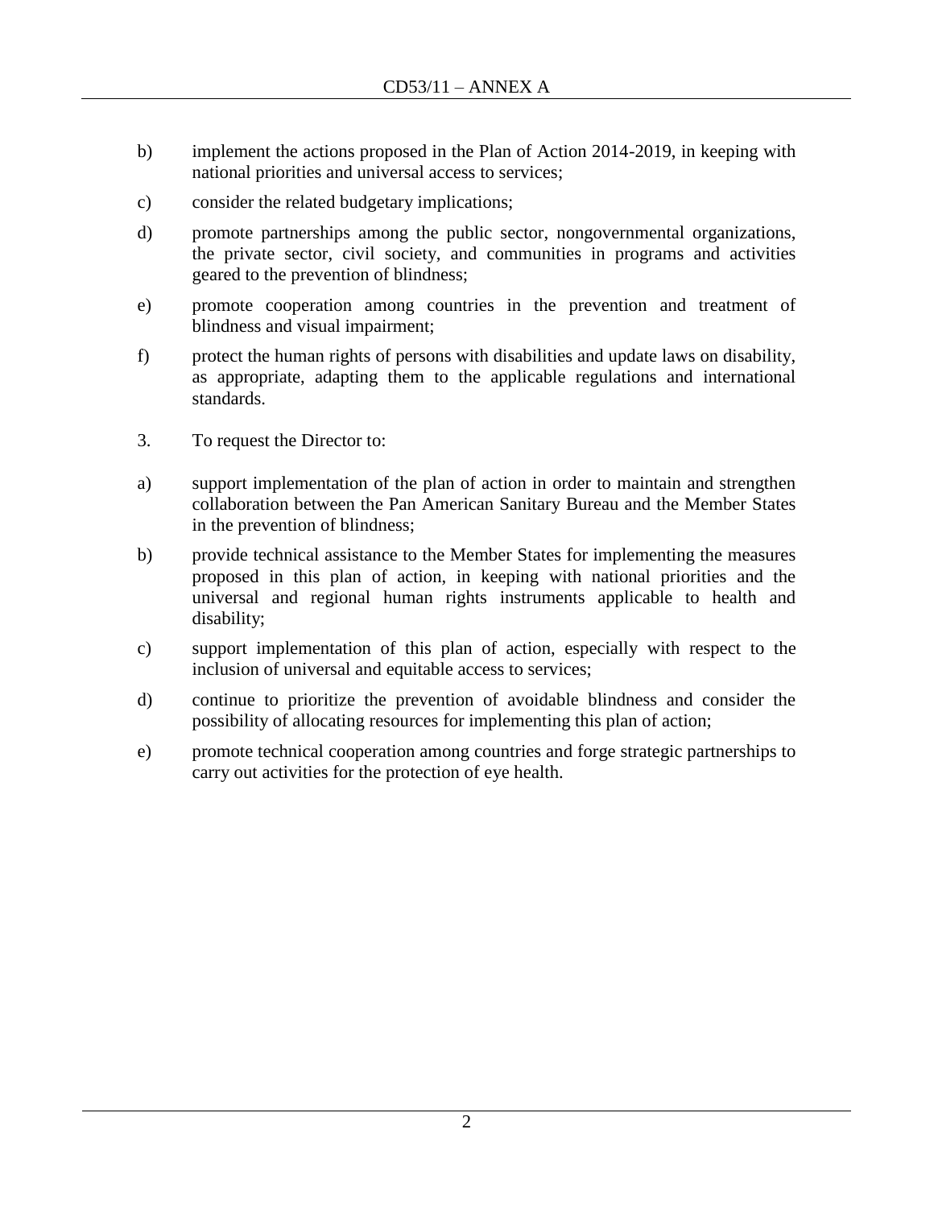b) implement the actions proposed in the Plan of Action 2014-2019, in keeping with national priorities and universal access to services;

c) consider the related budgetary implications;

d) promote partnerships among the public sector, nongovernmental organizations, the private sector, civil society, and communities in programs and activities geared to the prevention of blindness;

e) promote cooperation among countries in the prevention and treatment of blindness and visual impairment;

f) protect the human rights of persons with disabilities and update laws on disability, as appropriate, adapting them to the applicable regulations and international standards.

3. To request the Director to:

a) support implementation of the plan of action in order to maintain and strengthen collaboration between the Pan American Sanitary Bureau and the Member States in the prevention of blindness;

b) provide technical assistance to the Member States for implementing the measures proposed in this plan of action, in keeping with national priorities and the universal and regional human rights instruments applicable to health and disability;

c) support implementation of this plan of action, especially with respect to the inclusion of universal and equitable access to services;

d) continue to prioritize the prevention of avoidable blindness and consider the possibility of allocating resources for implementing this plan of action;

e) promote technical cooperation among countries and forge strategic partnerships to carry out activities for the protection of eye health.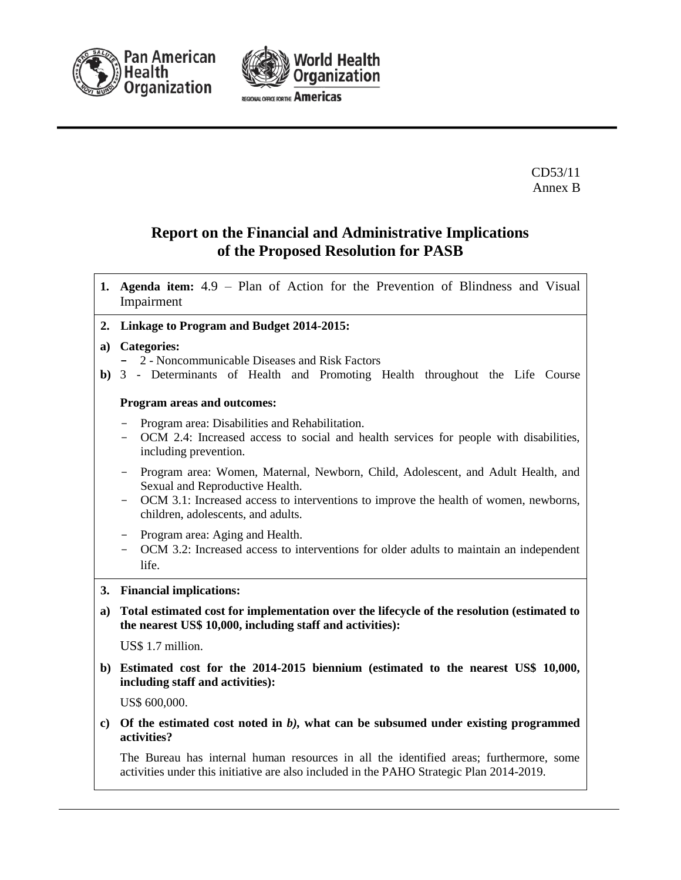CD53/11
Annex B

# Report on the Financial and Administrative Implications of the Proposed Resolution for PASB

**1. Agenda item:** 4.9 – Plan of Action for the Prevention of Blindness and Visual Impairment

**2. Linkage to Program and Budget 2014-2015:**

**a) Categories:**

- 2 - Noncommunicable Diseases and Risk Factors

**b)** 3 - Determinants of Health and Promoting Health throughout the Life Course

**Program areas and outcomes:**

- Program area: Disabilities and Rehabilitation.
- OCM 2.4: Increased access to social and health services for people with disabilities, including prevention.

- Program area: Women, Maternal, Newborn, Child, Adolescent, and Adult Health, and Sexual and Reproductive Health.
- OCM 3.1: Increased access to interventions to improve the health of women, newborns, children, adolescents, and adults.

- Program area: Aging and Health.
- OCM 3.2: Increased access to interventions for older adults to maintain an independent life.

**3. Financial implications:**

**a) Total estimated cost for implementation over the lifecycle of the resolution (estimated to the nearest US$ 10,000, including staff and activities):**

US$ 1.7 million.

**b) Estimated cost for the 2014-2015 biennium (estimated to the nearest US$ 10,000, including staff and activities):**

US$ 600,000.

**c) Of the estimated cost noted in *b)*, what can be subsumed under existing programmed activities?**

The Bureau has internal human resources in all the identified areas; furthermore, some activities under this initiative are also included in the PAHO Strategic Plan 2014-2019.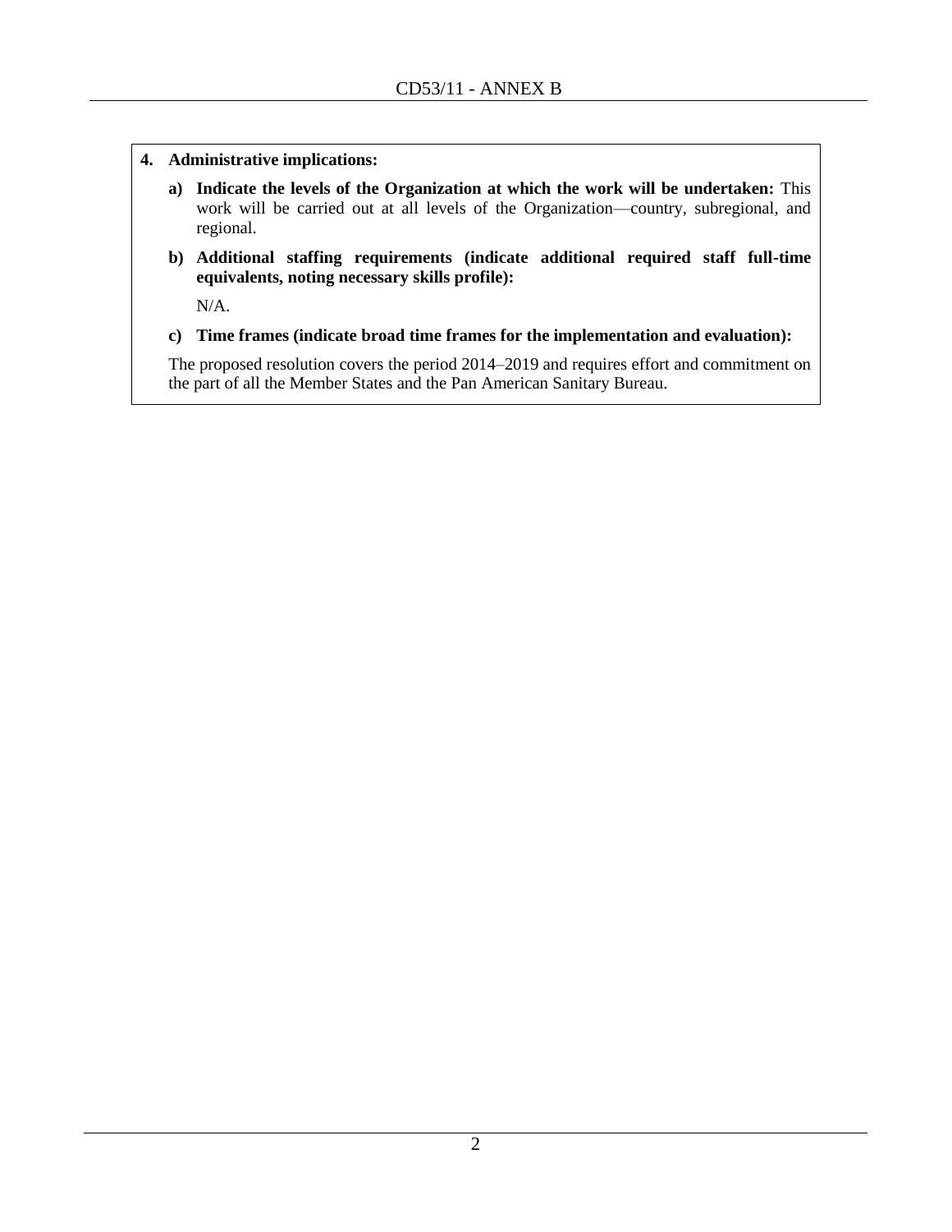**4. Administrative implications:**

**a) Indicate the levels of the Organization at which the work will be undertaken:** This work will be carried out at all levels of the Organization—country, subregional, and regional.

**b) Additional staffing requirements (indicate additional required staff full-time equivalents, noting necessary skills profile):**

N/A.

**c) Time frames (indicate broad time frames for the implementation and evaluation):**

The proposed resolution covers the period 2014–2019 and requires effort and commitment on the part of all the Member States and the Pan American Sanitary Bureau.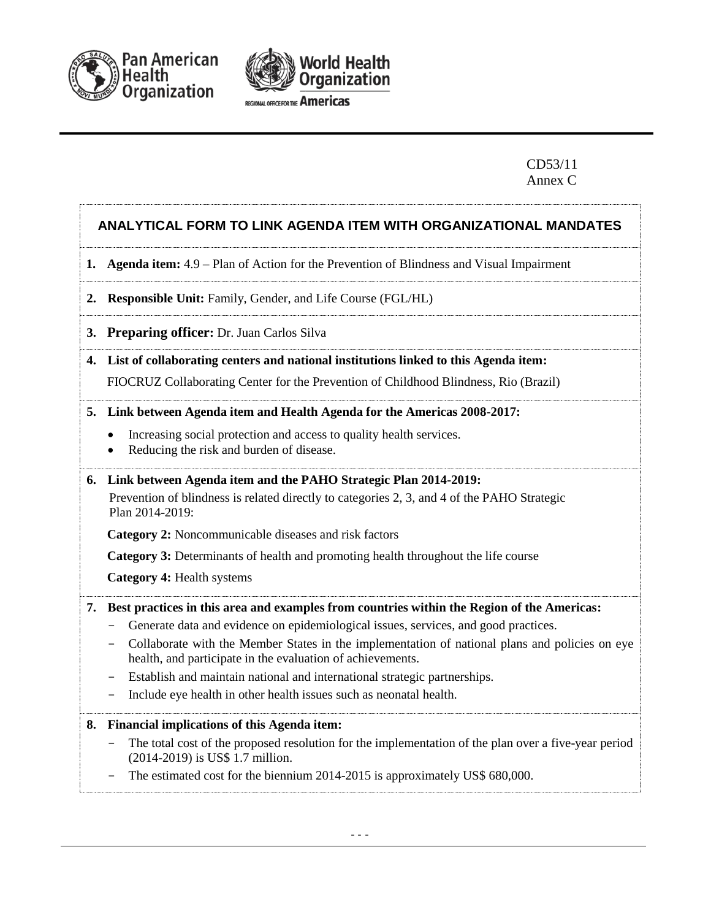CD53/11
Annex C

## ANALYTICAL FORM TO LINK AGENDA ITEM WITH ORGANIZATIONAL MANDATES

**1. Agenda item:** 4.9 – Plan of Action for the Prevention of Blindness and Visual Impairment

**2. Responsible Unit:** Family, Gender, and Life Course (FGL/HL)

**3. Preparing officer:** Dr. Juan Carlos Silva

**4. List of collaborating centers and national institutions linked to this Agenda item:**

FIOCRUZ Collaborating Center for the Prevention of Childhood Blindness, Rio (Brazil)

**5. Link between Agenda item and Health Agenda for the Americas 2008-2017:**

- Increasing social protection and access to quality health services.
- Reducing the risk and burden of disease.

**6. Link between Agenda item and the PAHO Strategic Plan 2014-2019:**

Prevention of blindness is related directly to categories 2, 3, and 4 of the PAHO Strategic Plan 2014-2019:

**Category 2:** Noncommunicable diseases and risk factors

**Category 3:** Determinants of health and promoting health throughout the life course

**Category 4:** Health systems

**7. Best practices in this area and examples from countries within the Region of the Americas:**

- Generate data and evidence on epidemiological issues, services, and good practices.
- Collaborate with the Member States in the implementation of national plans and policies on eye health, and participate in the evaluation of achievements.
- Establish and maintain national and international strategic partnerships.
- Include eye health in other health issues such as neonatal health.

**8. Financial implications of this Agenda item:**

- The total cost of the proposed resolution for the implementation of the plan over a five-year period (2014-2019) is US$ 1.7 million.
- The estimated cost for the biennium 2014-2015 is approximately US$ 680,000.

- - -